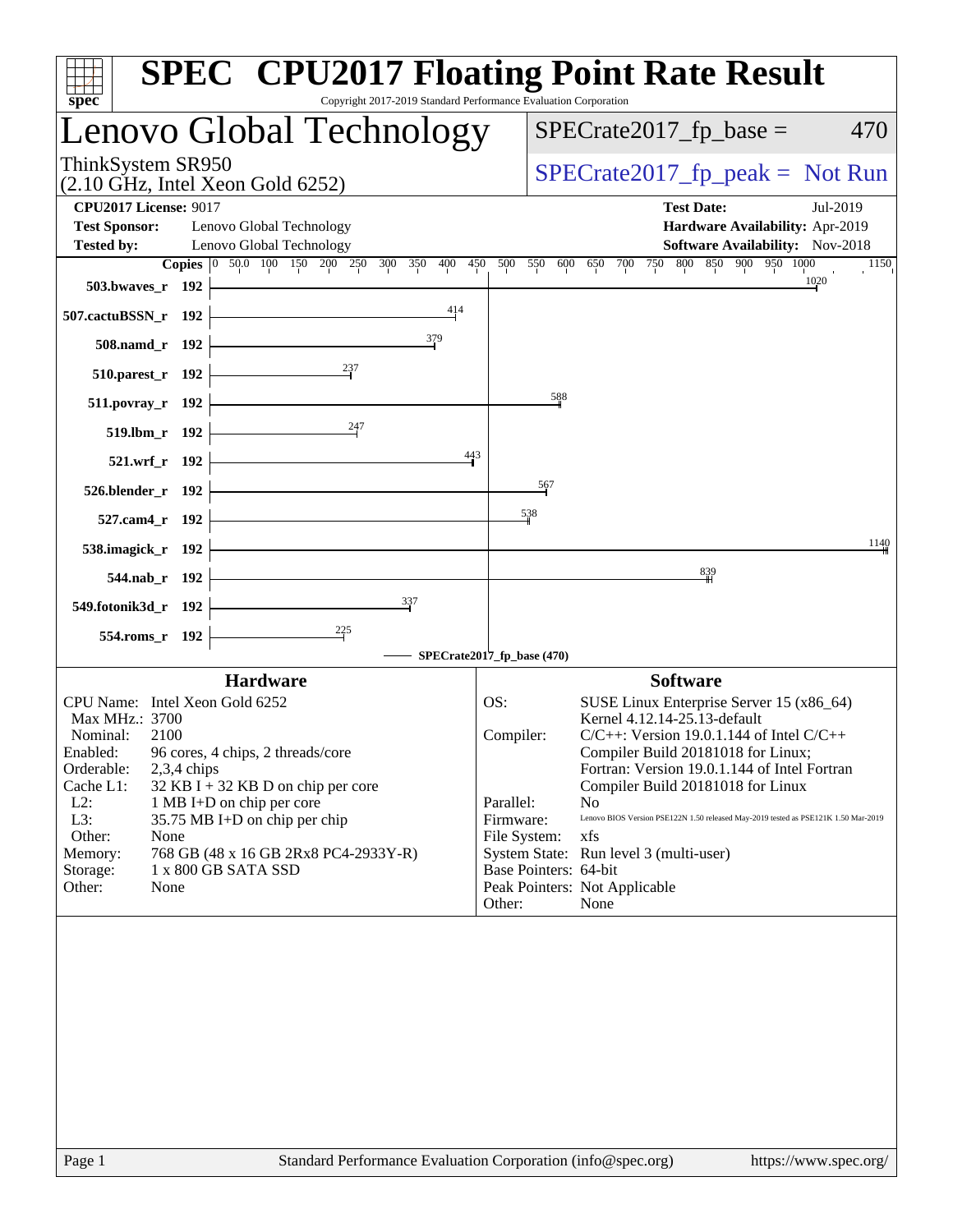# SPEC CPU2017 Floating Point Rate Result

Copyright 2017-2019 Standard Performance Evaluation Corporation

## Lenovo Global Technology

ThinkSystem SR950
(2.10 GHz, Intel Xeon Gold 6252)

SPECrate2017_fp_base = 470

SPECrate2017_fp_peak = Not Run

**CPU2017 License:** 9017
**Test Sponsor:** Lenovo Global Technology
**Tested by:** Lenovo Global Technology

**Test Date:** Jul-2019
**Hardware Availability:** Apr-2019
**Software Availability:** Nov-2018

| Benchmark | Copies | SPECrate2017_fp_base |
|---|---|---|
| 503.bwaves_r | 192 | 1020 |
| 507.cactuBSSN_r | 192 | 414 |
| 508.namd_r | 192 | 379 |
| 510.parest_r | 192 | 237 |
| 511.povray_r | 192 | 588 |
| 519.lbm_r | 192 | 247 |
| 521.wrf_r | 192 | 443 |
| 526.blender_r | 192 | 567 |
| 527.cam4_r | 192 | 538 |
| 538.imagick_r | 192 | 1140 |
| 544.nab_r | 192 | 839 |
| 549.fotonik3d_r | 192 | 337 |
| 554.roms_r | 192 | 225 |

SPECrate2017_fp_base (470)

### Hardware

| | |
|---|---|
| CPU Name: | Intel Xeon Gold 6252 |
| Max MHz.: | 3700 |
| Nominal: | 2100 |
| Enabled: | 96 cores, 4 chips, 2 threads/core |
| Orderable: | 2,3,4 chips |
| Cache L1: | 32 KB I + 32 KB D on chip per core |
| L2: | 1 MB I+D on chip per core |
| L3: | 35.75 MB I+D on chip per chip |
| Other: | None |
| Memory: | 768 GB (48 x 16 GB 2Rx8 PC4-2933Y-R) |
| Storage: | 1 x 800 GB SATA SSD |
| Other: | None |

### Software

| | |
|---|---|
| OS: | SUSE Linux Enterprise Server 15 (x86_64) Kernel 4.12.14-25.13-default |
| Compiler: | C/C++: Version 19.0.1.144 of Intel C/C++ Compiler Build 20181018 for Linux; Fortran: Version 19.0.1.144 of Intel Fortran Compiler Build 20181018 for Linux |
| Parallel: | No |
| Firmware: | Lenovo BIOS Version PSE122N 1.50 released May-2019 tested as PSE121K 1.50 Mar-2019 |
| File System: | xfs |
| System State: | Run level 3 (multi-user) |
| Base Pointers: | 64-bit |
| Peak Pointers: | Not Applicable |
| Other: | None |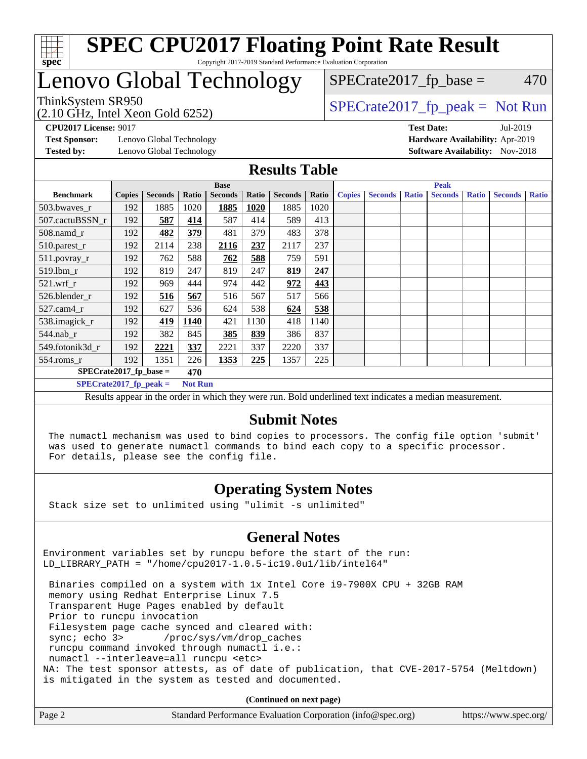# SPEC CPU2017 Floating Point Rate Result

Copyright 2017-2019 Standard Performance Evaluation Corporation

# Lenovo Global Technology

ThinkSystem SR950
(2.10 GHz, Intel Xeon Gold 6252)

SPECrate2017_fp_base = 470

SPECrate2017_fp_peak = Not Run

**CPU2017 License:** 9017
**Test Sponsor:** Lenovo Global Technology
**Tested by:** Lenovo Global Technology

**Test Date:** Jul-2019
**Hardware Availability:** Apr-2019
**Software Availability:** Nov-2018

## Results Table

| Benchmark | Base | | | | | | | Peak | | | | | | |
|---|---|---|---|---|---|---|---|---|---|---|---|---|---|---|
| | Copies | Seconds | Ratio | Seconds | Ratio | Seconds | Ratio | Copies | Seconds | Ratio | Seconds | Ratio | Seconds | Ratio |
| 503.bwaves_r | 192 | 1885 | 1020 | **1885** | **1020** | 1885 | 1020 | | | | | | | |
| 507.cactuBSSN_r | 192 | **587** | **414** | 587 | 414 | 589 | 413 | | | | | | | |
| 508.namd_r | 192 | **482** | **379** | 481 | 379 | 483 | 378 | | | | | | | |
| 510.parest_r | 192 | 2114 | 238 | **2116** | **237** | 2117 | 237 | | | | | | | |
| 511.povray_r | 192 | 762 | 588 | **762** | **588** | 759 | 591 | | | | | | | |
| 519.lbm_r | 192 | 819 | 247 | 819 | 247 | **819** | **247** | | | | | | | |
| 521.wrf_r | 192 | 969 | 444 | 974 | 442 | **972** | **443** | | | | | | | |
| 526.blender_r | 192 | **516** | **567** | 516 | 567 | 517 | 566 | | | | | | | |
| 527.cam4_r | 192 | 627 | 536 | 624 | 538 | **624** | **538** | | | | | | | |
| 538.imagick_r | 192 | **419** | **1140** | 421 | 1130 | 418 | 1140 | | | | | | | |
| 544.nab_r | 192 | 382 | 845 | **385** | **839** | 386 | 837 | | | | | | | |
| 549.fotonik3d_r | 192 | **2221** | **337** | 2221 | 337 | 2220 | 337 | | | | | | | |
| 554.roms_r | 192 | 1351 | 226 | **1353** | **225** | 1357 | 225 | | | | | | | |

**SPECrate2017_fp_base = 470**

**SPECrate2017_fp_peak = Not Run**

Results appear in the order in which they were run. Bold underlined text indicates a median measurement.

## Submit Notes

```
The numactl mechanism was used to bind copies to processors. The config file option 'submit'
was used to generate numactl commands to bind each copy to a specific processor.
For details, please see the config file.
```

## Operating System Notes

```
Stack size set to unlimited using "ulimit -s unlimited"
```

## General Notes

```
Environment variables set by runcpu before the start of the run:
LD_LIBRARY_PATH = "/home/cpu2017-1.0.5-ic19.0u1/lib/intel64"

 Binaries compiled on a system with 1x Intel Core i9-7900X CPU + 32GB RAM
 memory using Redhat Enterprise Linux 7.5
 Transparent Huge Pages enabled by default
 Prior to runcpu invocation
 Filesystem page cache synced and cleared with:
 sync; echo 3>       /proc/sys/vm/drop_caches
 runcpu command invoked through numactl i.e.:
 numactl --interleave=all runcpu <etc>
NA: The test sponsor attests, as of date of publication, that CVE-2017-5754 (Meltdown)
is mitigated in the system as tested and documented.
```

**(Continued on next page)**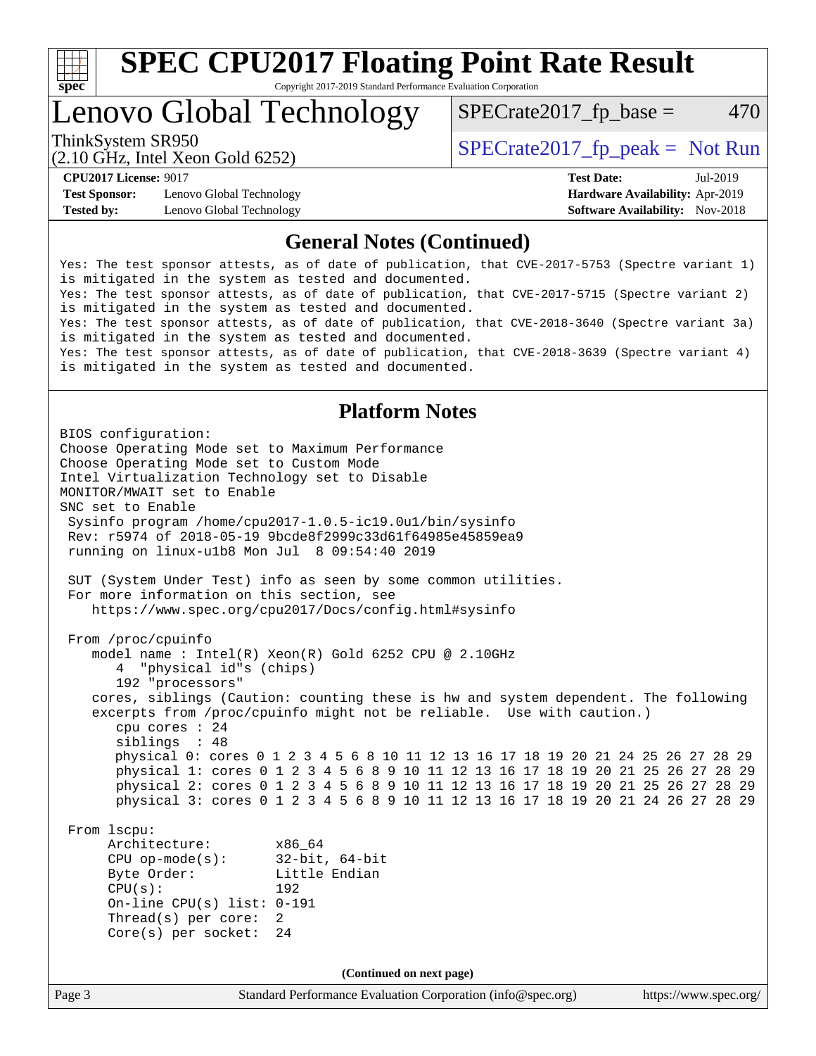## General Notes (Continued)

```
Yes: The test sponsor attests, as of date of publication, that CVE-2017-5753 (Spectre variant 1)
is mitigated in the system as tested and documented.
Yes: The test sponsor attests, as of date of publication, that CVE-2017-5715 (Spectre variant 2)
is mitigated in the system as tested and documented.
Yes: The test sponsor attests, as of date of publication, that CVE-2018-3640 (Spectre variant 3a)
is mitigated in the system as tested and documented.
Yes: The test sponsor attests, as of date of publication, that CVE-2018-3639 (Spectre variant 4)
is mitigated in the system as tested and documented.
```

## Platform Notes

```
BIOS configuration:
Choose Operating Mode set to Maximum Performance
Choose Operating Mode set to Custom Mode
Intel Virtualization Technology set to Disable
MONITOR/MWAIT set to Enable
SNC set to Enable
 Sysinfo program /home/cpu2017-1.0.5-ic19.0u1/bin/sysinfo
 Rev: r5974 of 2018-05-19 9bcde8f2999c33d61f64985e45859ea9
 running on linux-u1b8 Mon Jul  8 09:54:40 2019

 SUT (System Under Test) info as seen by some common utilities.
 For more information on this section, see
    https://www.spec.org/cpu2017/Docs/config.html#sysinfo

 From /proc/cpuinfo
    model name : Intel(R) Xeon(R) Gold 6252 CPU @ 2.10GHz
       4  "physical id"s (chips)
       192 "processors"
    cores, siblings (Caution: counting these is hw and system dependent. The following
    excerpts from /proc/cpuinfo might not be reliable.  Use with caution.)
       cpu cores : 24
       siblings  : 48
       physical 0: cores 0 1 2 3 4 5 6 8 10 11 12 13 16 17 18 19 20 21 24 25 26 27 28 29
       physical 1: cores 0 1 2 3 4 5 6 8 9 10 11 12 13 16 17 18 19 20 21 25 26 27 28 29
       physical 2: cores 0 1 2 3 4 5 6 8 9 10 11 12 13 16 17 18 19 20 21 25 26 27 28 29
       physical 3: cores 0 1 2 3 4 5 6 8 9 10 11 12 13 16 17 18 19 20 21 24 26 27 28 29

 From lscpu:
      Architecture:        x86_64
      CPU op-mode(s):      32-bit, 64-bit
      Byte Order:          Little Endian
      CPU(s):              192
      On-line CPU(s) list: 0-191
      Thread(s) per core:  2
      Core(s) per socket:  24
```

(Continued on next page)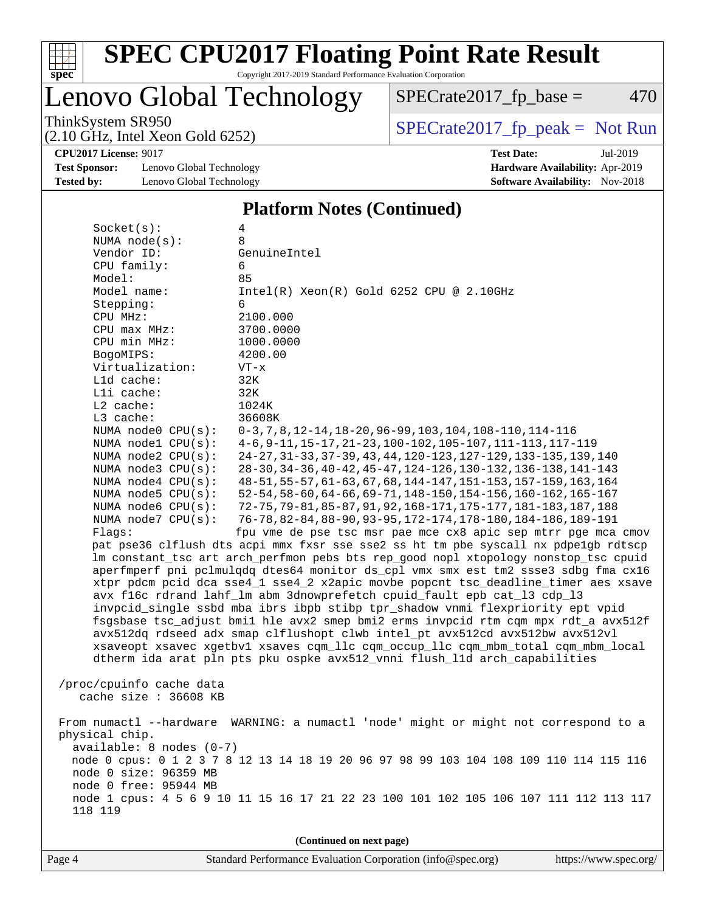# SPEC CPU2017 Floating Point Rate Result

Copyright 2017-2019 Standard Performance Evaluation Corporation

## Lenovo Global Technology

ThinkSystem SR950
(2.10 GHz, Intel Xeon Gold 6252)

SPECrate2017_fp_base = 470

SPECrate2017_fp_peak = Not Run

**CPU2017 License:** 9017
**Test Sponsor:** Lenovo Global Technology
**Tested by:** Lenovo Global Technology

**Test Date:** Jul-2019
**Hardware Availability:** Apr-2019
**Software Availability:** Nov-2018

### Platform Notes (Continued)

```
    Socket(s):           4
    NUMA node(s):        8
    Vendor ID:           GenuineIntel
    CPU family:          6
    Model:               85
    Model name:          Intel(R) Xeon(R) Gold 6252 CPU @ 2.10GHz
    Stepping:            6
    CPU MHz:             2100.000
    CPU max MHz:         3700.0000
    CPU min MHz:         1000.0000
    BogoMIPS:            4200.00
    Virtualization:      VT-x
    L1d cache:           32K
    L1i cache:           32K
    L2 cache:            1024K
    L3 cache:            36608K
    NUMA node0 CPU(s):   0-3,7,8,12-14,18-20,96-99,103,104,108-110,114-116
    NUMA node1 CPU(s):   4-6,9-11,15-17,21-23,100-102,105-107,111-113,117-119
    NUMA node2 CPU(s):   24-27,31-33,37-39,43,44,120-123,127-129,133-135,139,140
    NUMA node3 CPU(s):   28-30,34-36,40-42,45-47,124-126,130-132,136-138,141-143
    NUMA node4 CPU(s):   48-51,55-57,61-63,67,68,144-147,151-153,157-159,163,164
    NUMA node5 CPU(s):   52-54,58-60,64-66,69-71,148-150,154-156,160-162,165-167
    NUMA node6 CPU(s):   72-75,79-81,85-87,91,92,168-171,175-177,181-183,187,188
    NUMA node7 CPU(s):   76-78,82-84,88-90,93-95,172-174,178-180,184-186,189-191
    Flags:               fpu vme de pse tsc msr pae mce cx8 apic sep mtrr pge mca cmov
    pat pse36 clflush dts acpi mmx fxsr sse sse2 ss ht tm pbe syscall nx pdpe1gb rdtscp
    lm constant_tsc art arch_perfmon pebs bts rep_good nopl xtopology nonstop_tsc cpuid
    aperfmperf pni pclmulqdq dtes64 monitor ds_cpl vmx smx est tm2 ssse3 sdbg fma cx16
    xtpr pdcm pcid dca sse4_1 sse4_2 x2apic movbe popcnt tsc_deadline_timer aes xsave
    avx f16c rdrand lahf_lm abm 3dnowprefetch cpuid_fault epb cat_l3 cdp_l3
    invpcid_single ssbd mba ibrs ibpb stibp tpr_shadow vnmi flexpriority ept vpid
    fsgsbase tsc_adjust bmi1 hle avx2 smep bmi2 erms invpcid rtm cqm mpx rdt_a avx512f
    avx512dq rdseed adx smap clflushopt clwb intel_pt avx512cd avx512bw avx512vl
    xsaveopt xsavec xgetbv1 xsaves cqm_llc cqm_occup_llc cqm_mbm_total cqm_mbm_local
    dtherm ida arat pln pts pku ospke avx512_vnni flush_l1d arch_capabilities

 /proc/cpuinfo cache data
    cache size : 36608 KB

 From numactl --hardware  WARNING: a numactl 'node' might or might not correspond to a
 physical chip.
   available: 8 nodes (0-7)
   node 0 cpus: 0 1 2 3 7 8 12 13 14 18 19 20 96 97 98 99 103 104 108 109 110 114 115 116
   node 0 size: 96359 MB
   node 0 free: 95944 MB
   node 1 cpus: 4 5 6 9 10 11 15 16 17 21 22 23 100 101 102 105 106 107 111 112 113 117
   118 119
```

(Continued on next page)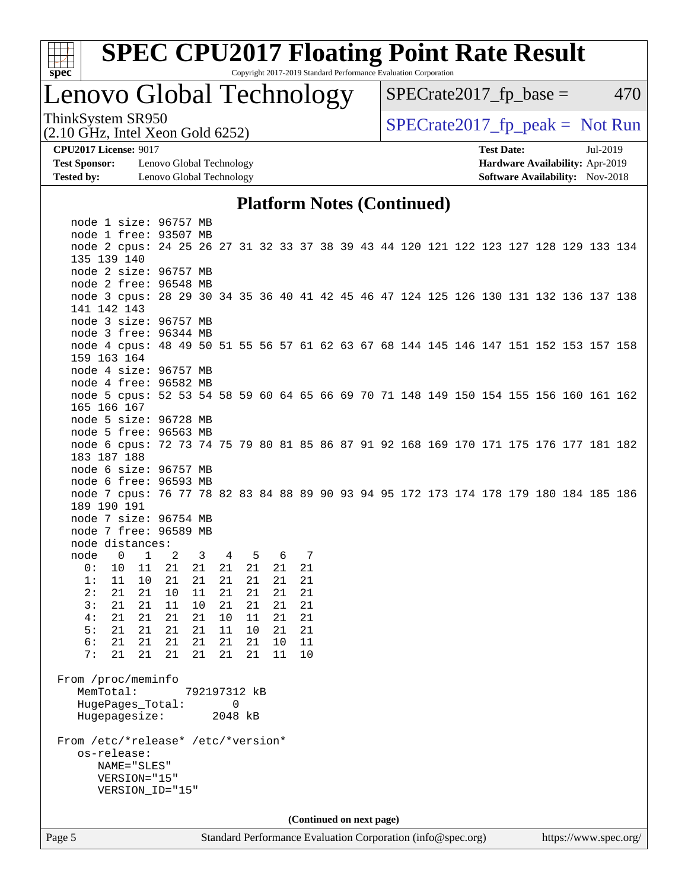## Platform Notes (Continued)

```
   node 1 size: 96757 MB
   node 1 free: 93507 MB
   node 2 cpus: 24 25 26 27 31 32 33 37 38 39 43 44 120 121 122 123 127 128 129 133 134
   135 139 140
   node 2 size: 96757 MB
   node 2 free: 96548 MB
   node 3 cpus: 28 29 30 34 35 36 40 41 42 45 46 47 124 125 126 130 131 132 136 137 138
   141 142 143
   node 3 size: 96757 MB
   node 3 free: 96344 MB
   node 4 cpus: 48 49 50 51 55 56 57 61 62 63 67 68 144 145 146 147 151 152 153 157 158
   159 163 164
   node 4 size: 96757 MB
   node 4 free: 96582 MB
   node 5 cpus: 52 53 54 58 59 60 64 65 66 69 70 71 148 149 150 154 155 156 160 161 162
   165 166 167
   node 5 size: 96728 MB
   node 5 free: 96563 MB
   node 6 cpus: 72 73 74 75 79 80 81 85 86 87 91 92 168 169 170 171 175 176 177 181 182
   183 187 188
   node 6 size: 96757 MB
   node 6 free: 96593 MB
   node 7 cpus: 76 77 78 82 83 84 88 89 90 93 94 95 172 173 174 178 179 180 184 185 186
   189 190 191
   node 7 size: 96754 MB
   node 7 free: 96589 MB
   node distances:
   node   0   1   2   3   4   5   6   7
     0:  10  11  21  21  21  21  21  21
     1:  11  10  21  21  21  21  21  21
     2:  21  21  10  11  21  21  21  21
     3:  21  21  11  10  21  21  21  21
     4:  21  21  21  21  10  11  21  21
     5:  21  21  21  21  11  10  21  21
     6:  21  21  21  21  21  21  10  11
     7:  21  21  21  21  21  21  11  10

 From /proc/meminfo
    MemTotal:       792197312 kB
    HugePages_Total:       0
    Hugepagesize:       2048 kB

 From /etc/*release* /etc/*version*
    os-release:
       NAME="SLES"
       VERSION="15"
       VERSION_ID="15"
```

(Continued on next page)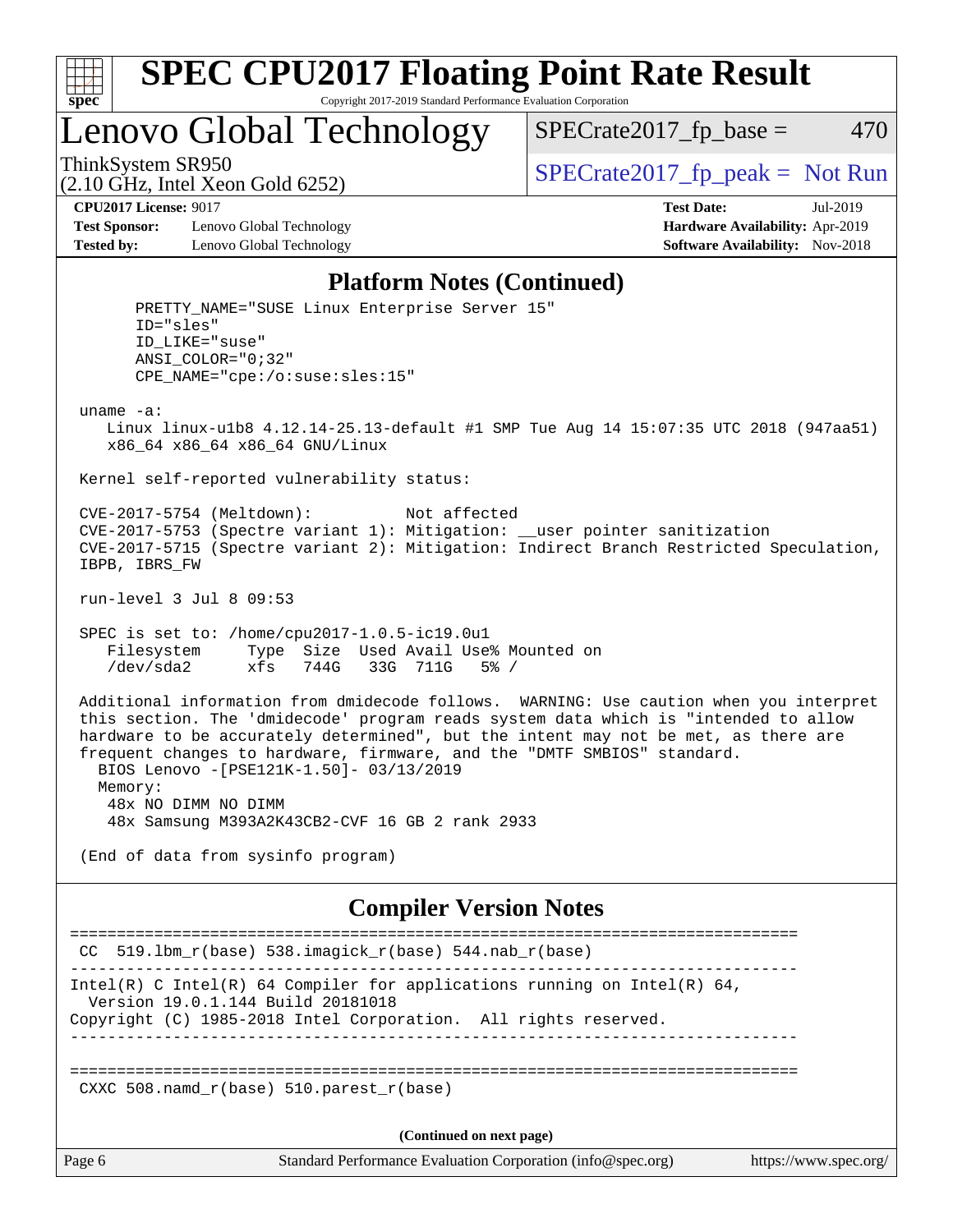## Platform Notes (Continued)

```
      PRETTY_NAME="SUSE Linux Enterprise Server 15"
      ID="sles"
      ID_LIKE="suse"
      ANSI_COLOR="0;32"
      CPE_NAME="cpe:/o:suse:sles:15"

 uname -a:
    Linux linux-u1b8 4.12.14-25.13-default #1 SMP Tue Aug 14 15:07:35 UTC 2018 (947aa51)
    x86_64 x86_64 x86_64 GNU/Linux

 Kernel self-reported vulnerability status:

 CVE-2017-5754 (Meltdown):          Not affected
 CVE-2017-5753 (Spectre variant 1): Mitigation: __user pointer sanitization
 CVE-2017-5715 (Spectre variant 2): Mitigation: Indirect Branch Restricted Speculation,
 IBPB, IBRS_FW

 run-level 3 Jul 8 09:53

 SPEC is set to: /home/cpu2017-1.0.5-ic19.0u1
    Filesystem     Type  Size  Used Avail Use% Mounted on
    /dev/sda2      xfs   744G   33G  711G   5% /

 Additional information from dmidecode follows.  WARNING: Use caution when you interpret
 this section. The 'dmidecode' program reads system data which is "intended to allow
 hardware to be accurately determined", but the intent may not be met, as there are
 frequent changes to hardware, firmware, and the "DMTF SMBIOS" standard.
   BIOS Lenovo -[PSE121K-1.50]- 03/13/2019
   Memory:
    48x NO DIMM NO DIMM
    48x Samsung M393A2K43CB2-CVF 16 GB 2 rank 2933

 (End of data from sysinfo program)
```

## Compiler Version Notes

```
==============================================================================
 CC  519.lbm_r(base) 538.imagick_r(base) 544.nab_r(base)
------------------------------------------------------------------------------
Intel(R) C Intel(R) 64 Compiler for applications running on Intel(R) 64,
  Version 19.0.1.144 Build 20181018
Copyright (C) 1985-2018 Intel Corporation.  All rights reserved.
------------------------------------------------------------------------------

==============================================================================
 CXXC 508.namd_r(base) 510.parest_r(base)
```

(Continued on next page)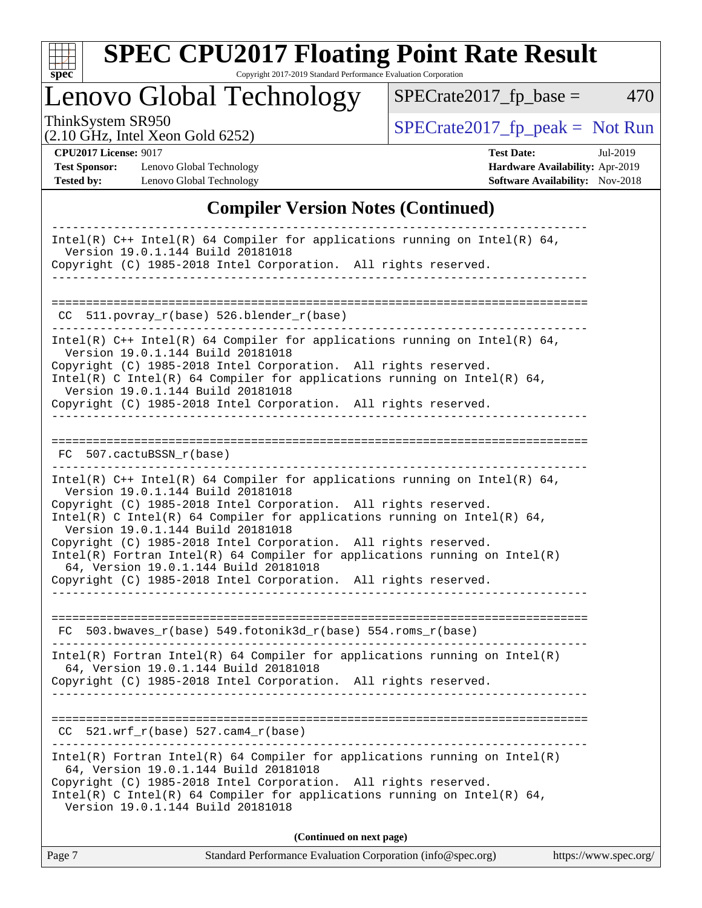## Compiler Version Notes (Continued)

```
==============================================================================
Intel(R) C++ Intel(R) 64 Compiler for applications running on Intel(R) 64,
  Version 19.0.1.144 Build 20181018
Copyright (C) 1985-2018 Intel Corporation.  All rights reserved.
------------------------------------------------------------------------------

==============================================================================
 CC  511.povray_r(base) 526.blender_r(base)
------------------------------------------------------------------------------
Intel(R) C++ Intel(R) 64 Compiler for applications running on Intel(R) 64,
  Version 19.0.1.144 Build 20181018
Copyright (C) 1985-2018 Intel Corporation.  All rights reserved.
Intel(R) C Intel(R) 64 Compiler for applications running on Intel(R) 64,
  Version 19.0.1.144 Build 20181018
Copyright (C) 1985-2018 Intel Corporation.  All rights reserved.
------------------------------------------------------------------------------

==============================================================================
 FC  507.cactuBSSN_r(base)
------------------------------------------------------------------------------
Intel(R) C++ Intel(R) 64 Compiler for applications running on Intel(R) 64,
  Version 19.0.1.144 Build 20181018
Copyright (C) 1985-2018 Intel Corporation.  All rights reserved.
Intel(R) C Intel(R) 64 Compiler for applications running on Intel(R) 64,
  Version 19.0.1.144 Build 20181018
Copyright (C) 1985-2018 Intel Corporation.  All rights reserved.
Intel(R) Fortran Intel(R) 64 Compiler for applications running on Intel(R)
  64, Version 19.0.1.144 Build 20181018
Copyright (C) 1985-2018 Intel Corporation.  All rights reserved.
------------------------------------------------------------------------------

==============================================================================
 FC  503.bwaves_r(base) 549.fotonik3d_r(base) 554.roms_r(base)
------------------------------------------------------------------------------
Intel(R) Fortran Intel(R) 64 Compiler for applications running on Intel(R)
  64, Version 19.0.1.144 Build 20181018
Copyright (C) 1985-2018 Intel Corporation.  All rights reserved.
------------------------------------------------------------------------------

==============================================================================
 CC  521.wrf_r(base) 527.cam4_r(base)
------------------------------------------------------------------------------
Intel(R) Fortran Intel(R) 64 Compiler for applications running on Intel(R)
  64, Version 19.0.1.144 Build 20181018
Copyright (C) 1985-2018 Intel Corporation.  All rights reserved.
Intel(R) C Intel(R) 64 Compiler for applications running on Intel(R) 64,
  Version 19.0.1.144 Build 20181018
```

**(Continued on next page)**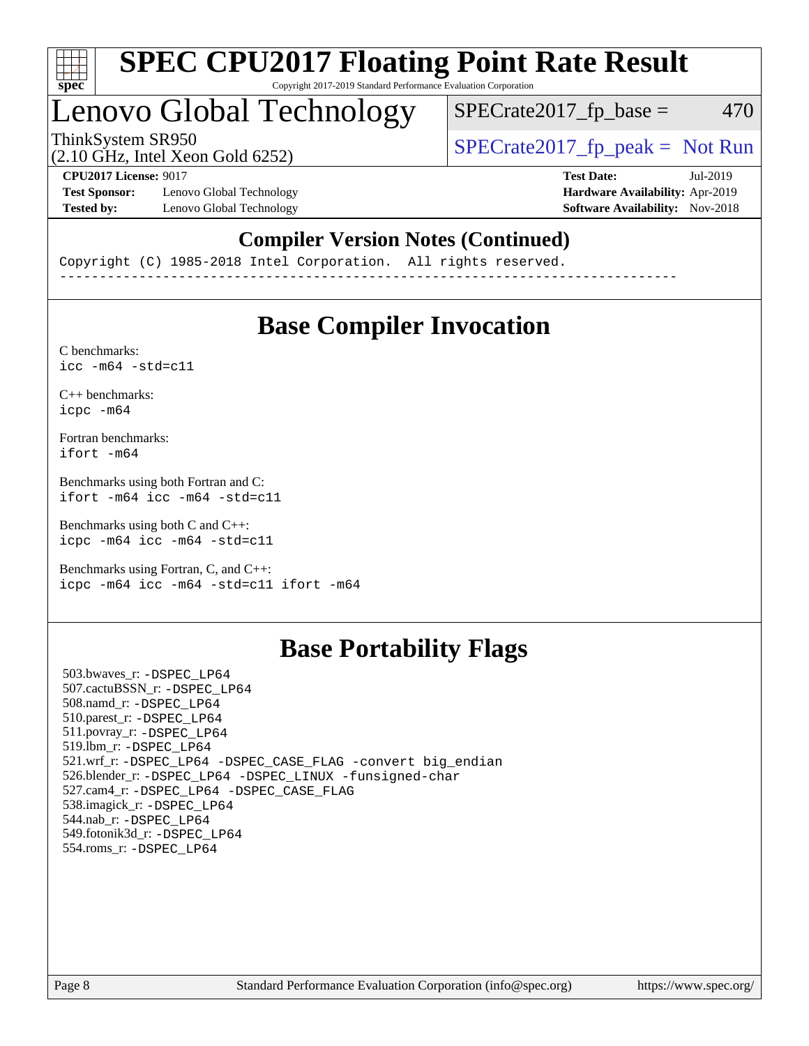## Compiler Version Notes (Continued)

```
Copyright (C) 1985-2018 Intel Corporation.  All rights reserved.
------------------------------------------------------------------------------
```

## Base Compiler Invocation

C benchmarks:
```
icc -m64 -std=c11
```

C++ benchmarks:
```
icpc -m64
```

Fortran benchmarks:
```
ifort -m64
```

Benchmarks using both Fortran and C:
```
ifort -m64 icc -m64 -std=c11
```

Benchmarks using both C and C++:
```
icpc -m64 icc -m64 -std=c11
```

Benchmarks using Fortran, C, and C++:
```
icpc -m64 icc -m64 -std=c11 ifort -m64
```

## Base Portability Flags

503.bwaves_r: -DSPEC_LP64
507.cactuBSSN_r: -DSPEC_LP64
508.namd_r: -DSPEC_LP64
510.parest_r: -DSPEC_LP64
511.povray_r: -DSPEC_LP64
519.lbm_r: -DSPEC_LP64
521.wrf_r: -DSPEC_LP64 -DSPEC_CASE_FLAG -convert big_endian
526.blender_r: -DSPEC_LP64 -DSPEC_LINUX -funsigned-char
527.cam4_r: -DSPEC_LP64 -DSPEC_CASE_FLAG
538.imagick_r: -DSPEC_LP64
544.nab_r: -DSPEC_LP64
549.fotonik3d_r: -DSPEC_LP64
554.roms_r: -DSPEC_LP64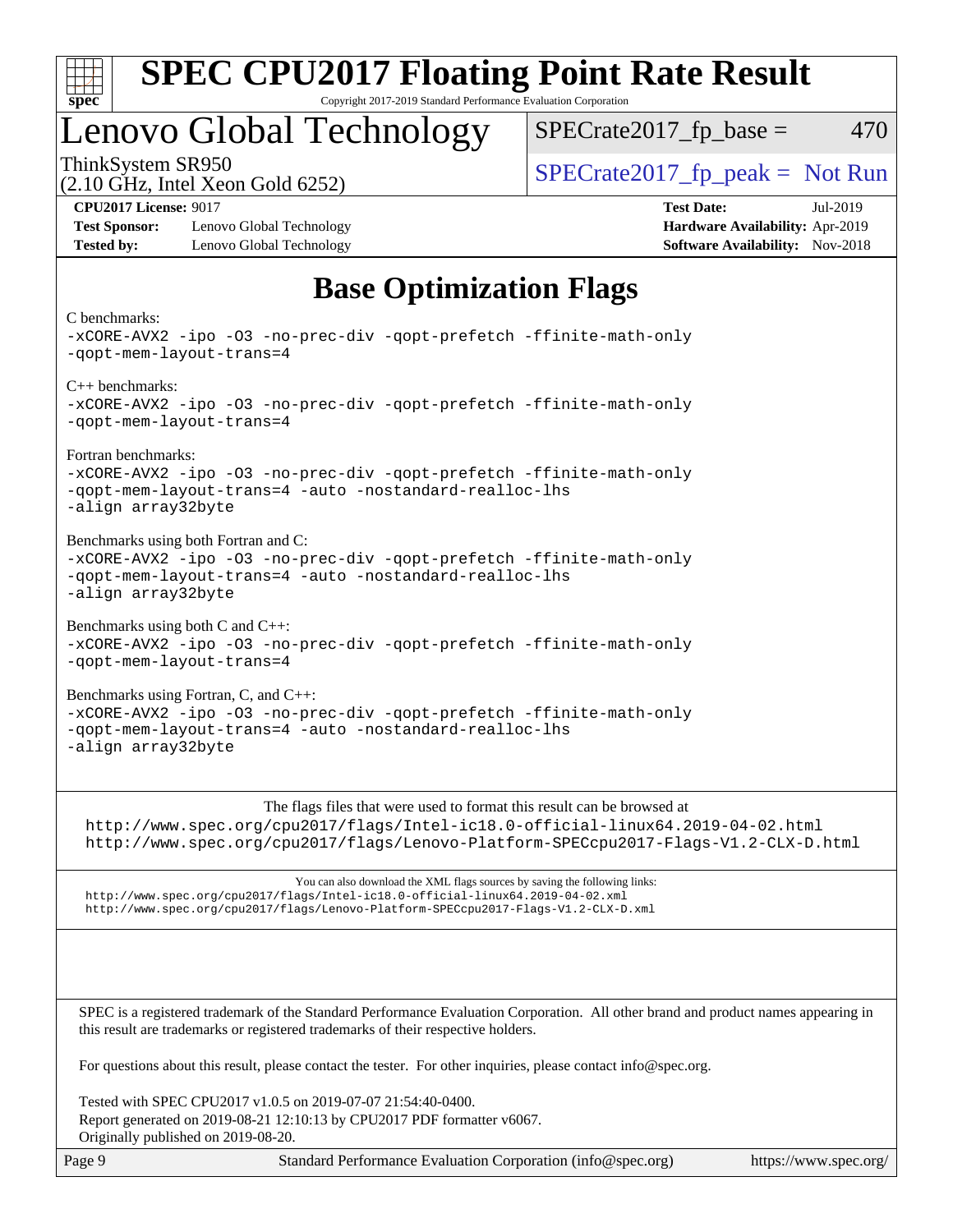# Base Optimization Flags

C benchmarks:

```
-xCORE-AVX2 -ipo -O3 -no-prec-div -qopt-prefetch -ffinite-math-only
-qopt-mem-layout-trans=4
```

C++ benchmarks:

```
-xCORE-AVX2 -ipo -O3 -no-prec-div -qopt-prefetch -ffinite-math-only
-qopt-mem-layout-trans=4
```

Fortran benchmarks:

```
-xCORE-AVX2 -ipo -O3 -no-prec-div -qopt-prefetch -ffinite-math-only
-qopt-mem-layout-trans=4 -auto -nostandard-realloc-lhs
-align array32byte
```

Benchmarks using both Fortran and C:

```
-xCORE-AVX2 -ipo -O3 -no-prec-div -qopt-prefetch -ffinite-math-only
-qopt-mem-layout-trans=4 -auto -nostandard-realloc-lhs
-align array32byte
```

Benchmarks using both C and C++:

```
-xCORE-AVX2 -ipo -O3 -no-prec-div -qopt-prefetch -ffinite-math-only
-qopt-mem-layout-trans=4
```

Benchmarks using Fortran, C, and C++:

```
-xCORE-AVX2 -ipo -O3 -no-prec-div -qopt-prefetch -ffinite-math-only
-qopt-mem-layout-trans=4 -auto -nostandard-realloc-lhs
-align array32byte
```

The flags files that were used to format this result can be browsed at
http://www.spec.org/cpu2017/flags/Intel-ic18.0-official-linux64.2019-04-02.html
http://www.spec.org/cpu2017/flags/Lenovo-Platform-SPECcpu2017-Flags-V1.2-CLX-D.html

You can also download the XML flags sources by saving the following links:
http://www.spec.org/cpu2017/flags/Intel-ic18.0-official-linux64.2019-04-02.xml
http://www.spec.org/cpu2017/flags/Lenovo-Platform-SPECcpu2017-Flags-V1.2-CLX-D.xml

SPEC is a registered trademark of the Standard Performance Evaluation Corporation. All other brand and product names appearing in this result are trademarks or registered trademarks of their respective holders.

For questions about this result, please contact the tester. For other inquiries, please contact info@spec.org.

Tested with SPEC CPU2017 v1.0.5 on 2019-07-07 21:54:40-0400.
Report generated on 2019-08-21 12:10:13 by CPU2017 PDF formatter v6067.
Originally published on 2019-08-20.